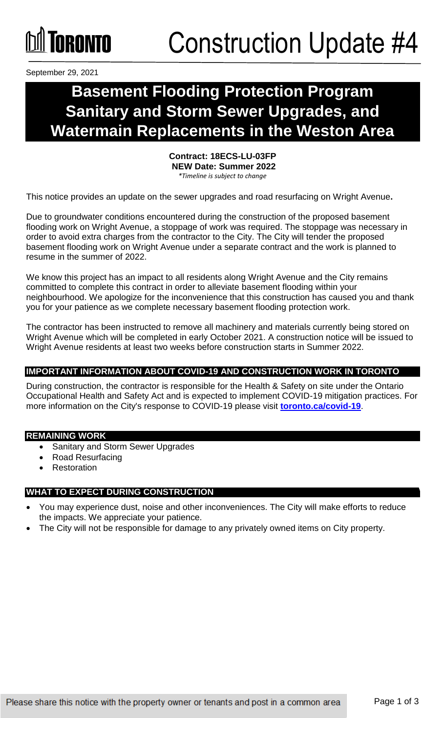TORONTO

# Construction Update #4

September 29, 2021

# Basement Flooding Protection Program Sanitary and Storm Sewer Upgrades, and Watermain Replacements in the Weston Area

**Contract: 18ECS-LU-03FP**
**NEW Date: Summer 2022**
*\*Timeline is subject to change*

This notice provides an update on the sewer upgrades and road resurfacing on Wright Avenue**.**

Due to groundwater conditions encountered during the construction of the proposed basement flooding work on Wright Avenue, a stoppage of work was required. The stoppage was necessary in order to avoid extra charges from the contractor to the City. The City will tender the proposed basement flooding work on Wright Avenue under a separate contract and the work is planned to resume in the summer of 2022.

We know this project has an impact to all residents along Wright Avenue and the City remains committed to complete this contract in order to alleviate basement flooding within your neighbourhood. We apologize for the inconvenience that this construction has caused you and thank you for your patience as we complete necessary basement flooding protection work.

The contractor has been instructed to remove all machinery and materials currently being stored on Wright Avenue which will be completed in early October 2021. A construction notice will be issued to Wright Avenue residents at least two weeks before construction starts in Summer 2022.

## IMPORTANT INFORMATION ABOUT COVID-19 AND CONSTRUCTION WORK IN TORONTO

During construction, the contractor is responsible for the Health & Safety on site under the Ontario Occupational Health and Safety Act and is expected to implement COVID-19 mitigation practices. For more information on the City's response to COVID-19 please visit **toronto.ca/covid-19**.

## REMAINING WORK

- Sanitary and Storm Sewer Upgrades
- Road Resurfacing
- Restoration

## WHAT TO EXPECT DURING CONSTRUCTION

- You may experience dust, noise and other inconveniences. The City will make efforts to reduce the impacts. We appreciate your patience.
- The City will not be responsible for damage to any privately owned items on City property.

Please share this notice with the property owner or tenants and post in a common area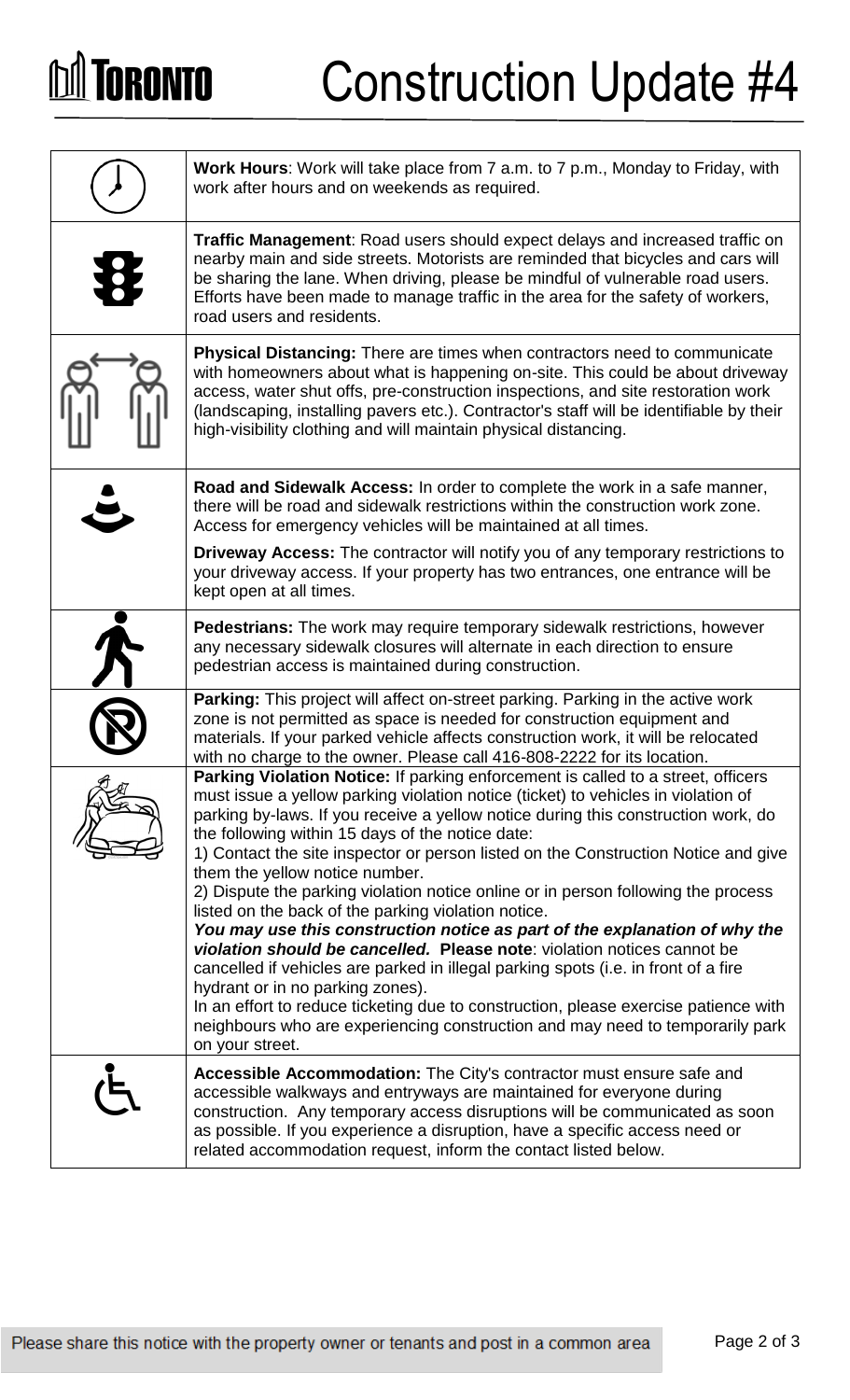# Construction Update #4

**Work Hours**: Work will take place from 7 a.m. to 7 p.m., Monday to Friday, with work after hours and on weekends as required.

**Traffic Management**: Road users should expect delays and increased traffic on nearby main and side streets. Motorists are reminded that bicycles and cars will be sharing the lane. When driving, please be mindful of vulnerable road users. Efforts have been made to manage traffic in the area for the safety of workers, road users and residents.

**Physical Distancing:** There are times when contractors need to communicate with homeowners about what is happening on-site. This could be about driveway access, water shut offs, pre-construction inspections, and site restoration work (landscaping, installing pavers etc.). Contractor's staff will be identifiable by their high-visibility clothing and will maintain physical distancing.

**Road and Sidewalk Access:** In order to complete the work in a safe manner, there will be road and sidewalk restrictions within the construction work zone. Access for emergency vehicles will be maintained at all times.

**Driveway Access:** The contractor will notify you of any temporary restrictions to your driveway access. If your property has two entrances, one entrance will be kept open at all times.

**Pedestrians:** The work may require temporary sidewalk restrictions, however any necessary sidewalk closures will alternate in each direction to ensure pedestrian access is maintained during construction.

**Parking:** This project will affect on-street parking. Parking in the active work zone is not permitted as space is needed for construction equipment and materials. If your parked vehicle affects construction work, it will be relocated with no charge to the owner. Please call 416-808-2222 for its location.

**Parking Violation Notice:** If parking enforcement is called to a street, officers must issue a yellow parking violation notice (ticket) to vehicles in violation of parking by-laws. If you receive a yellow notice during this construction work, do the following within 15 days of the notice date:

1) Contact the site inspector or person listed on the Construction Notice and give them the yellow notice number.
2) Dispute the parking violation notice online or in person following the process listed on the back of the parking violation notice.

***You may use this construction notice as part of the explanation of why the violation should be cancelled.*** **Please note**: violation notices cannot be cancelled if vehicles are parked in illegal parking spots (i.e. in front of a fire hydrant or in no parking zones).

In an effort to reduce ticketing due to construction, please exercise patience with neighbours who are experiencing construction and may need to temporarily park on your street.

**Accessible Accommodation:** The City's contractor must ensure safe and accessible walkways and entryways are maintained for everyone during construction. Any temporary access disruptions will be communicated as soon as possible. If you experience a disruption, have a specific access need or related accommodation request, inform the contact listed below.

Please share this notice with the property owner or tenants and post in a common area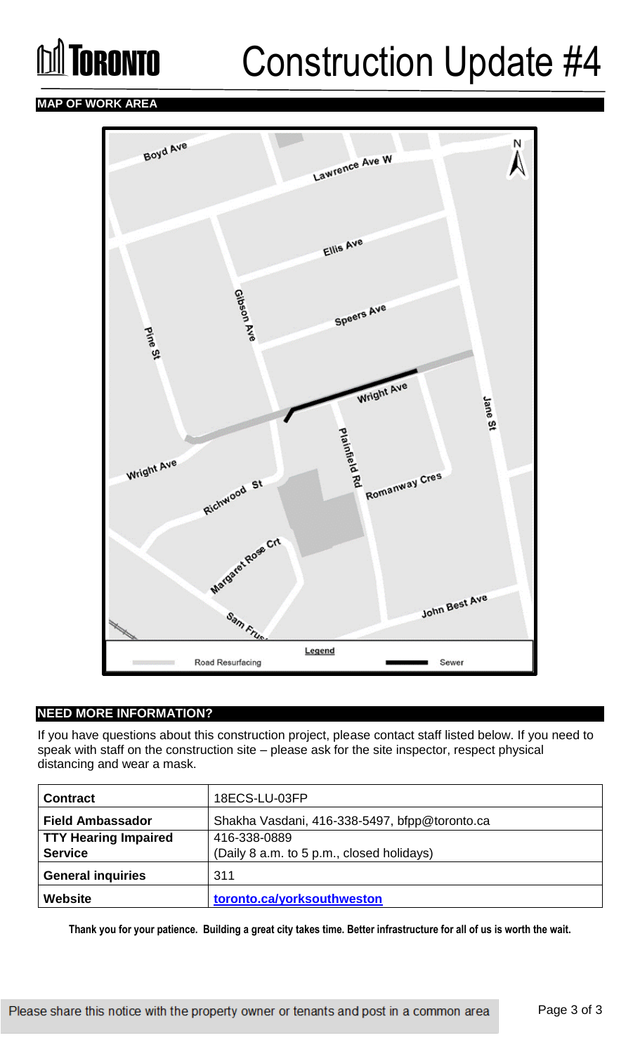# Construction Update #4

## MAP OF WORK AREA

Boyd Ave
Lawrence Ave W
N
Ellis Ave
Gibson Ave
Speers Ave
Pine St
Wright Ave
Jane St
Plainfield Rd
Wright Ave
Richwood St
Romanway Cres
Margaret Rose Crt
John Best Ave
Sam Frus
Legend
Road Resurfacing
Sewer

## NEED MORE INFORMATION?

If you have questions about this construction project, please contact staff listed below. If you need to speak with staff on the construction site – please ask for the site inspector, respect physical distancing and wear a mask.

| | |
|---|---|
| **Contract** | 18ECS-LU-03FP |
| **Field Ambassador** | Shakha Vasdani, 416-338-5497, bfpp@toronto.ca |
| **TTY Hearing Impaired Service** | 416-338-0889 (Daily 8 a.m. to 5 p.m., closed holidays) |
| **General inquiries** | 311 |
| **Website** | toronto.ca/yorksouthweston |

**Thank you for your patience. Building a great city takes time. Better infrastructure for all of us is worth the wait.**

Please share this notice with the property owner or tenants and post in a common area